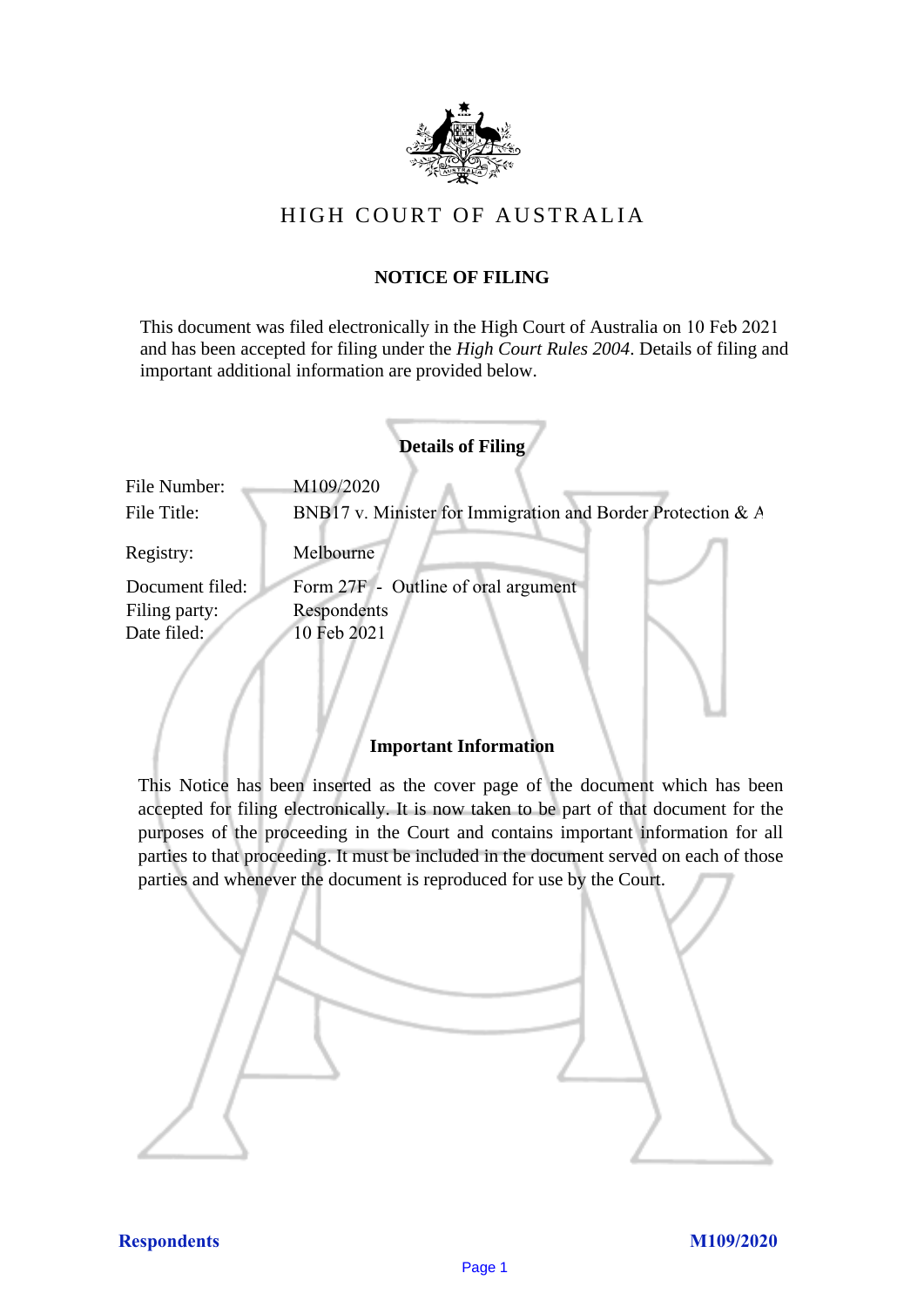# HIGH COURT OF AUSTRALIA

## NOTICE OF FILING

This document was filed electronically in the High Court of Australia on 10 Feb 2021 and has been accepted for filing under the *High Court Rules 2004*. Details of filing and important additional information are provided below.

### Details of Filing

| | |
|---|---|
| File Number: | M109/2020 |
| File Title: | BNB17 v. Minister for Immigration and Border Protection & A |
| Registry: | Melbourne |
| Document filed: | Form 27F - Outline of oral argument |
| Filing party: | Respondents |
| Date filed: | 10 Feb 2021 |

### Important Information

This Notice has been inserted as the cover page of the document which has been accepted for filing electronically. It is now taken to be part of that document for the purposes of the proceeding in the Court and contains important information for all parties to that proceeding. It must be included in the document served on each of those parties and whenever the document is reproduced for use by the Court.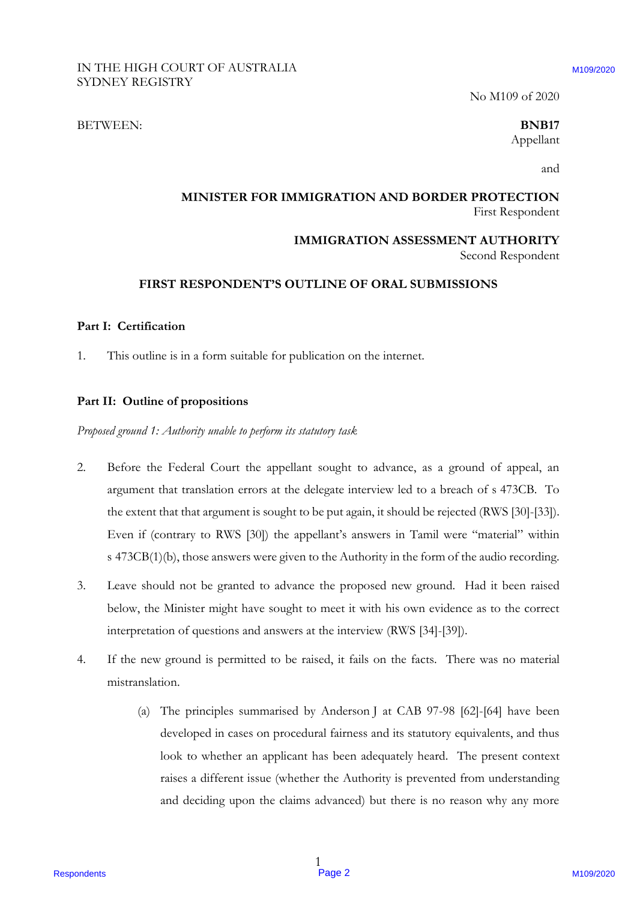IN THE HIGH COURT OF AUSTRALIA
SYDNEY REGISTRY

No M109 of 2020

BETWEEN:

**BNB17**
Appellant

and

**MINISTER FOR IMMIGRATION AND BORDER PROTECTION**
First Respondent

**IMMIGRATION ASSESSMENT AUTHORITY**
Second Respondent

## FIRST RESPONDENT'S OUTLINE OF ORAL SUBMISSIONS

### Part I: Certification

1. This outline is in a form suitable for publication on the internet.

### Part II: Outline of propositions

*Proposed ground 1: Authority unable to perform its statutory task*

2. Before the Federal Court the appellant sought to advance, as a ground of appeal, an argument that translation errors at the delegate interview led to a breach of s 473CB. To the extent that that argument is sought to be put again, it should be rejected (RWS [30]-[33]). Even if (contrary to RWS [30]) the appellant's answers in Tamil were "material" within s 473CB(1)(b), those answers were given to the Authority in the form of the audio recording.

3. Leave should not be granted to advance the proposed new ground. Had it been raised below, the Minister might have sought to meet it with his own evidence as to the correct interpretation of questions and answers at the interview (RWS [34]-[39]).

4. If the new ground is permitted to be raised, it fails on the facts. There was no material mistranslation.

   (a) The principles summarised by Anderson J at CAB 97-98 [62]-[64] have been developed in cases on procedural fairness and its statutory equivalents, and thus look to whether an applicant has been adequately heard. The present context raises a different issue (whether the Authority is prevented from understanding and deciding upon the claims advanced) but there is no reason why any more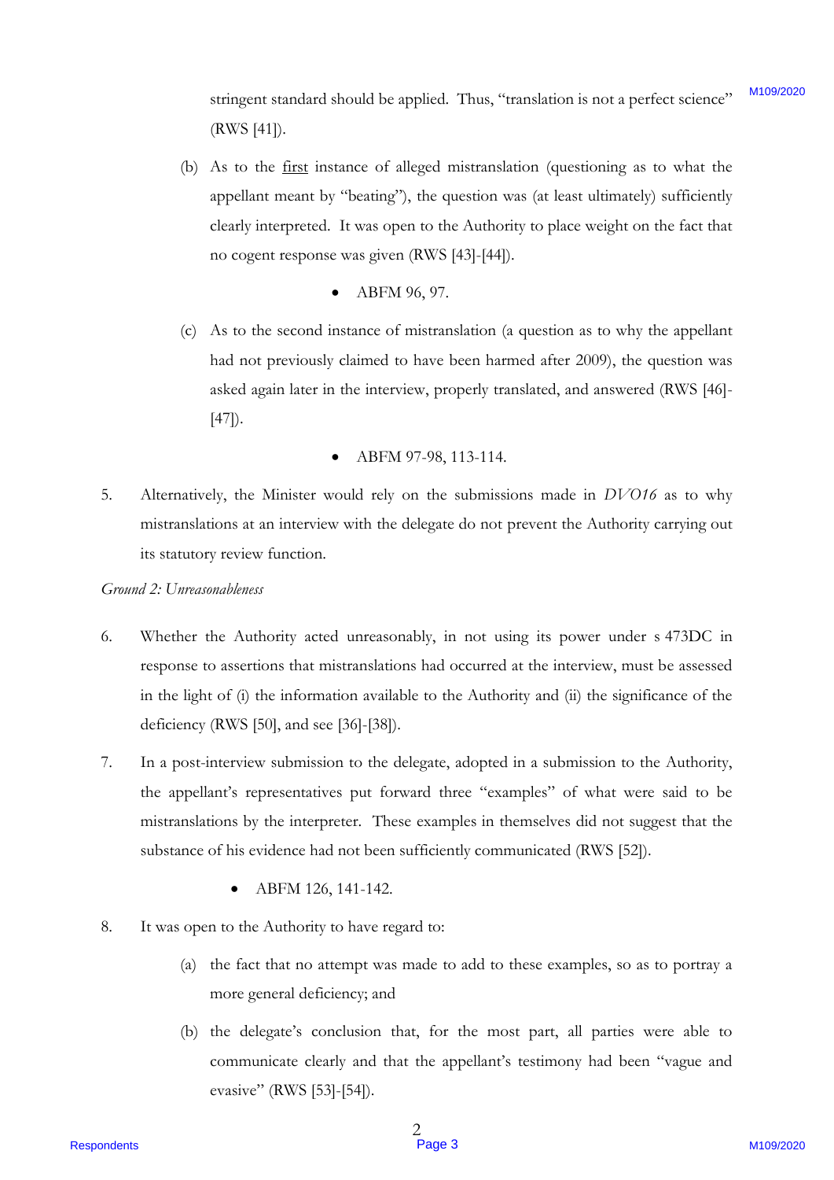stringent standard should be applied. Thus, "translation is not a perfect science" (RWS [41]).

(b) As to the <u>first</u> instance of alleged mistranslation (questioning as to what the appellant meant by "beating"), the question was (at least ultimately) sufficiently clearly interpreted. It was open to the Authority to place weight on the fact that no cogent response was given (RWS [43]-[44]).

- ABFM 96, 97.

(c) As to the second instance of mistranslation (a question as to why the appellant had not previously claimed to have been harmed after 2009), the question was asked again later in the interview, properly translated, and answered (RWS [46]-[47]).

- ABFM 97-98, 113-114.

5. Alternatively, the Minister would rely on the submissions made in *DVO16* as to why mistranslations at an interview with the delegate do not prevent the Authority carrying out its statutory review function.

*Ground 2: Unreasonableness*

6. Whether the Authority acted unreasonably, in not using its power under s 473DC in response to assertions that mistranslations had occurred at the interview, must be assessed in the light of (i) the information available to the Authority and (ii) the significance of the deficiency (RWS [50], and see [36]-[38]).

7. In a post-interview submission to the delegate, adopted in a submission to the Authority, the appellant's representatives put forward three "examples" of what were said to be mistranslations by the interpreter. These examples in themselves did not suggest that the substance of his evidence had not been sufficiently communicated (RWS [52]).

- ABFM 126, 141-142.

8. It was open to the Authority to have regard to:

(a) the fact that no attempt was made to add to these examples, so as to portray a more general deficiency; and

(b) the delegate's conclusion that, for the most part, all parties were able to communicate clearly and that the appellant's testimony had been "vague and evasive" (RWS [53]-[54]).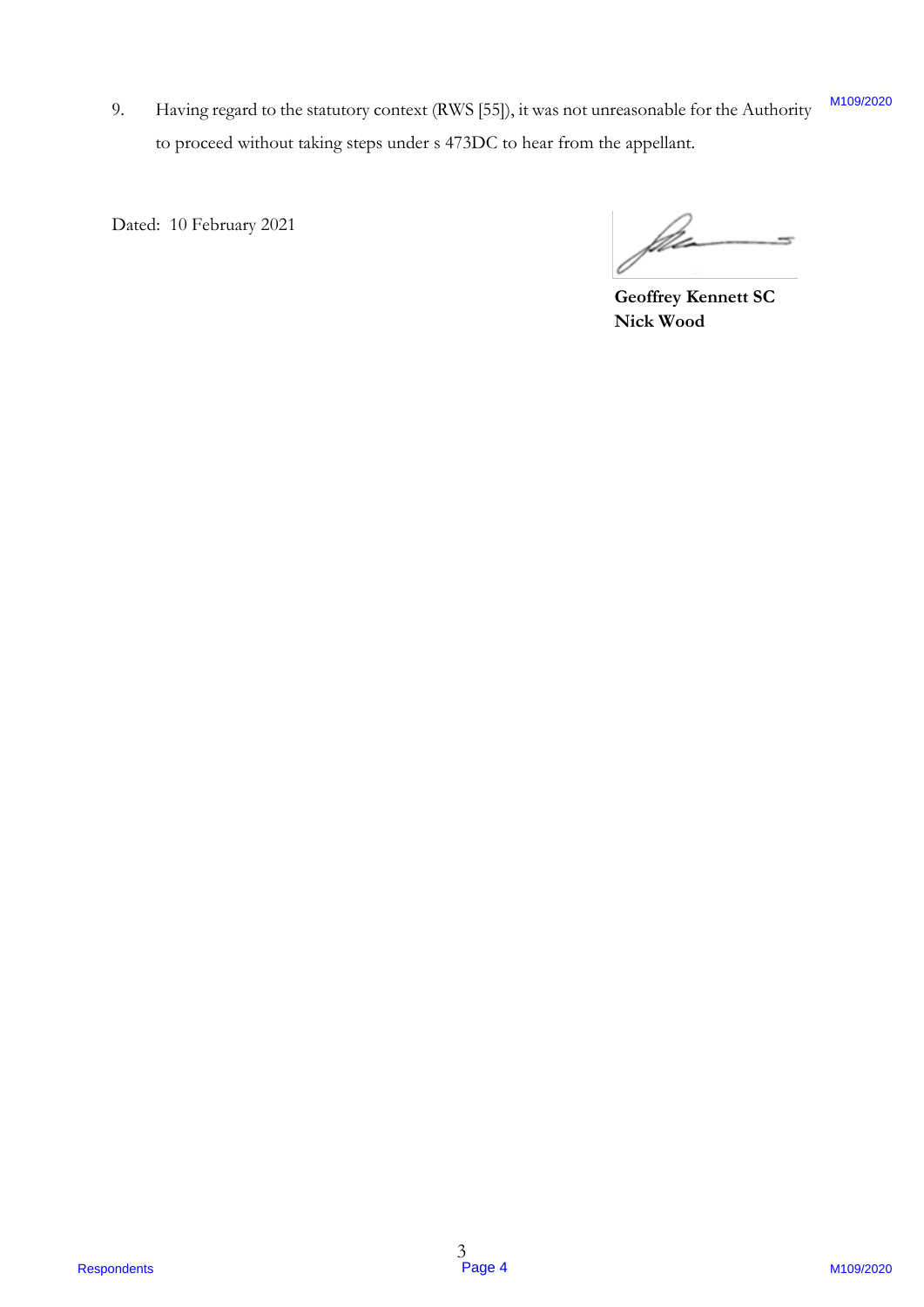9. Having regard to the statutory context (RWS [55]), it was not unreasonable for the Authority to proceed without taking steps under s 473DC to hear from the appellant.

Dated: 10 February 2021

**Geoffrey Kennett SC**
**Nick Wood**